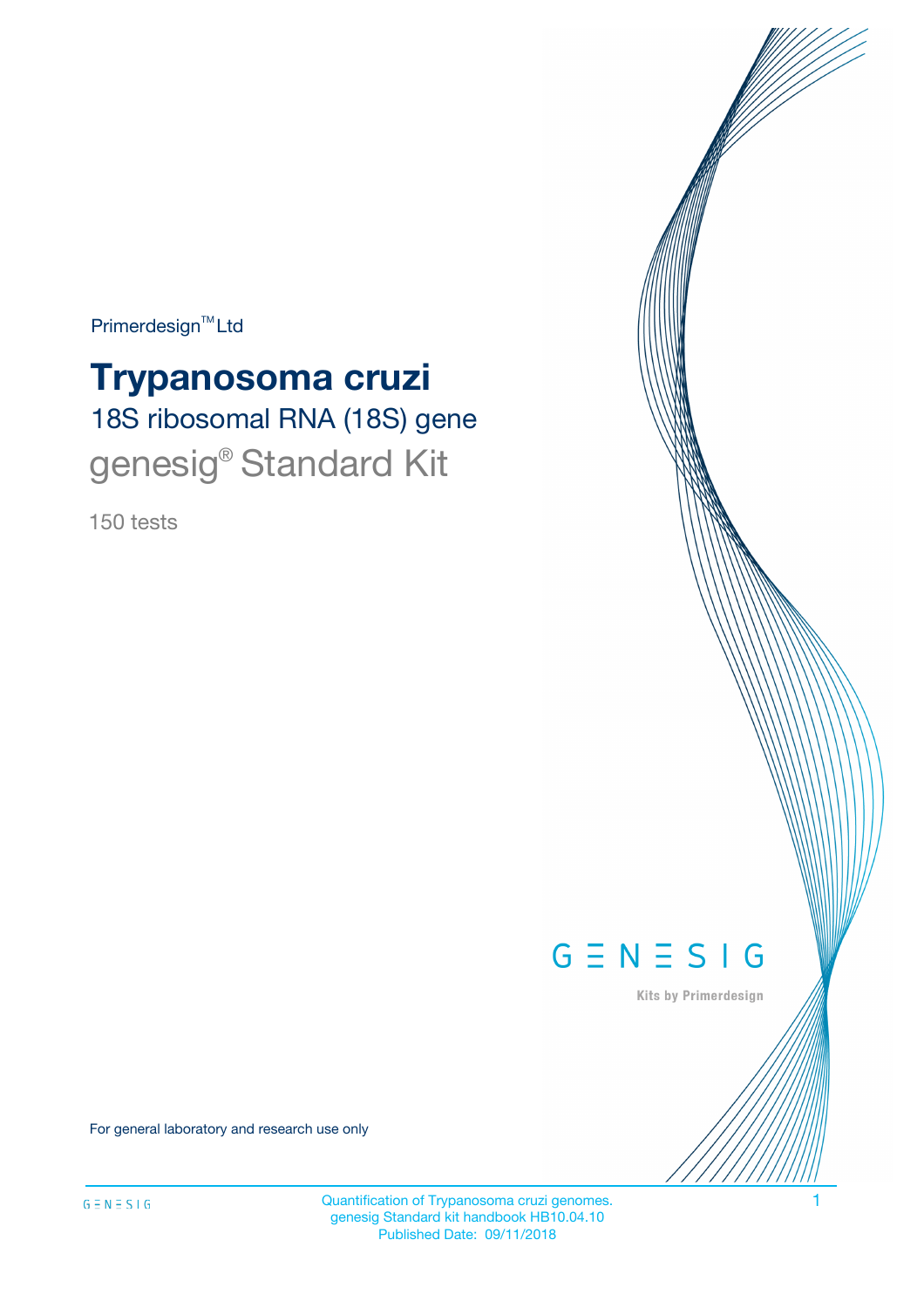Primerdesign™ Ltd

# Trypanosoma cruzi

## 18S ribosomal RNA (18S) gene

## genesig® Standard Kit

150 tests

GENESIG

Kits by Primerdesign

For general laboratory and research use only

Quantification of Trypanosoma cruzi genomes.
genesig Standard kit handbook HB10.04.10
Published Date: 09/11/2018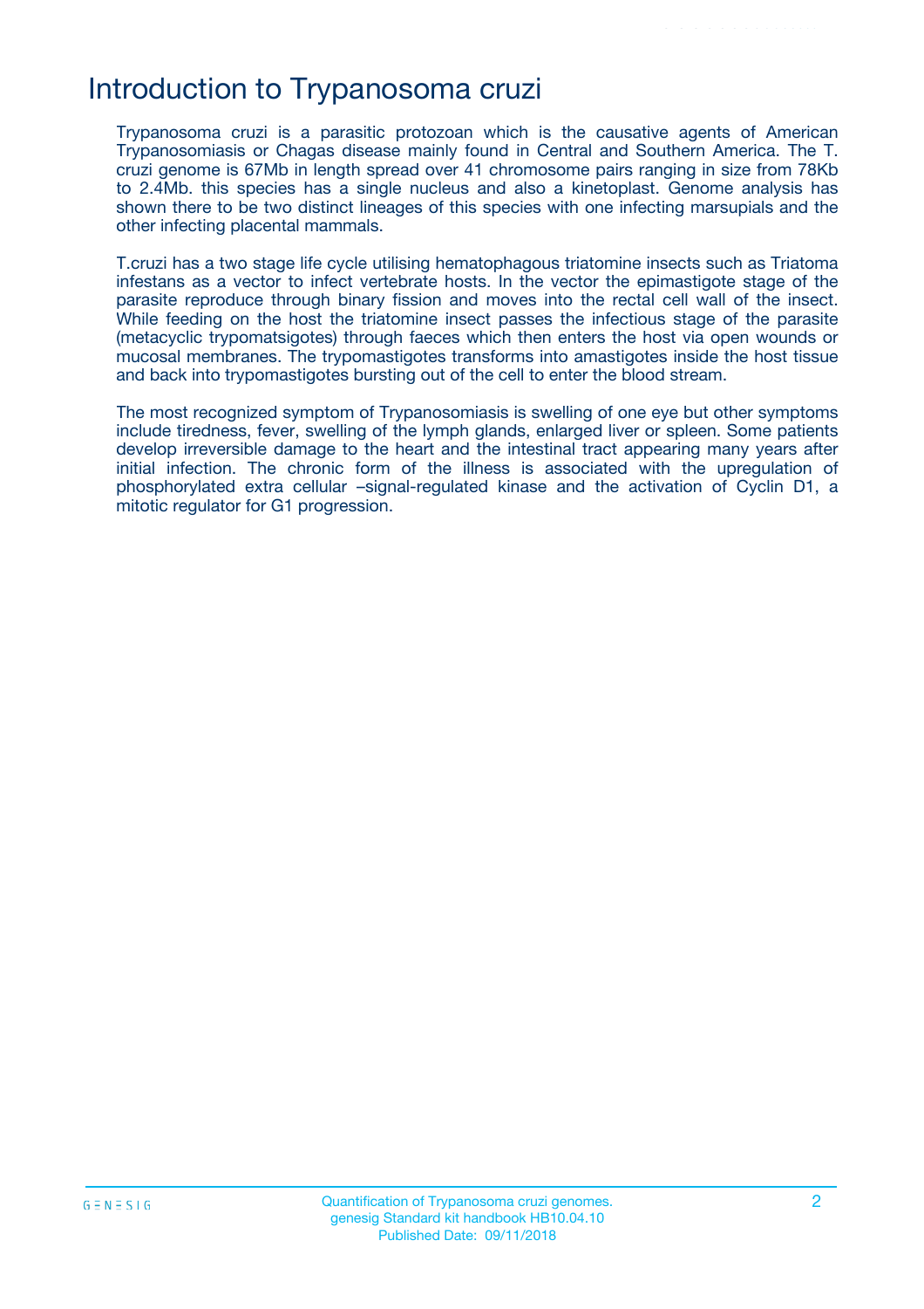# Introduction to Trypanosoma cruzi

Trypanosoma cruzi is a parasitic protozoan which is the causative agents of American Trypanosomiasis or Chagas disease mainly found in Central and Southern America. The T. cruzi genome is 67Mb in length spread over 41 chromosome pairs ranging in size from 78Kb to 2.4Mb. this species has a single nucleus and also a kinetoplast. Genome analysis has shown there to be two distinct lineages of this species with one infecting marsupials and the other infecting placental mammals.

T.cruzi has a two stage life cycle utilising hematophagous triatomine insects such as Triatoma infestans as a vector to infect vertebrate hosts. In the vector the epimastigote stage of the parasite reproduce through binary fission and moves into the rectal cell wall of the insect. While feeding on the host the triatomine insect passes the infectious stage of the parasite (metacyclic trypomatsigotes) through faeces which then enters the host via open wounds or mucosal membranes. The trypomastigotes transforms into amastigotes inside the host tissue and back into trypomastigotes bursting out of the cell to enter the blood stream.

The most recognized symptom of Trypanosomiasis is swelling of one eye but other symptoms include tiredness, fever, swelling of the lymph glands, enlarged liver or spleen. Some patients develop irreversible damage to the heart and the intestinal tract appearing many years after initial infection. The chronic form of the illness is associated with the upregulation of phosphorylated extra cellular –signal-regulated kinase and the activation of Cyclin D1, a mitotic regulator for G1 progression.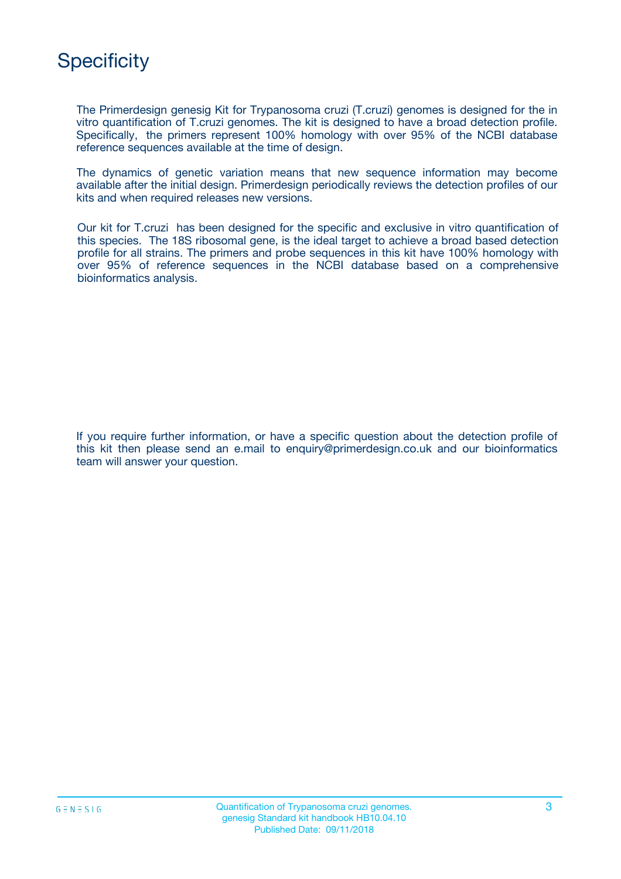# Specificity

The Primerdesign genesig Kit for Trypanosoma cruzi (T.cruzi) genomes is designed for the in vitro quantification of T.cruzi genomes. The kit is designed to have a broad detection profile. Specifically, the primers represent 100% homology with over 95% of the NCBI database reference sequences available at the time of design.

The dynamics of genetic variation means that new sequence information may become available after the initial design. Primerdesign periodically reviews the detection profiles of our kits and when required releases new versions.

Our kit for T.cruzi has been designed for the specific and exclusive in vitro quantification of this species. The 18S ribosomal gene, is the ideal target to achieve a broad based detection profile for all strains. The primers and probe sequences in this kit have 100% homology with over 95% of reference sequences in the NCBI database based on a comprehensive bioinformatics analysis.

If you require further information, or have a specific question about the detection profile of this kit then please send an e.mail to enquiry@primerdesign.co.uk and our bioinformatics team will answer your question.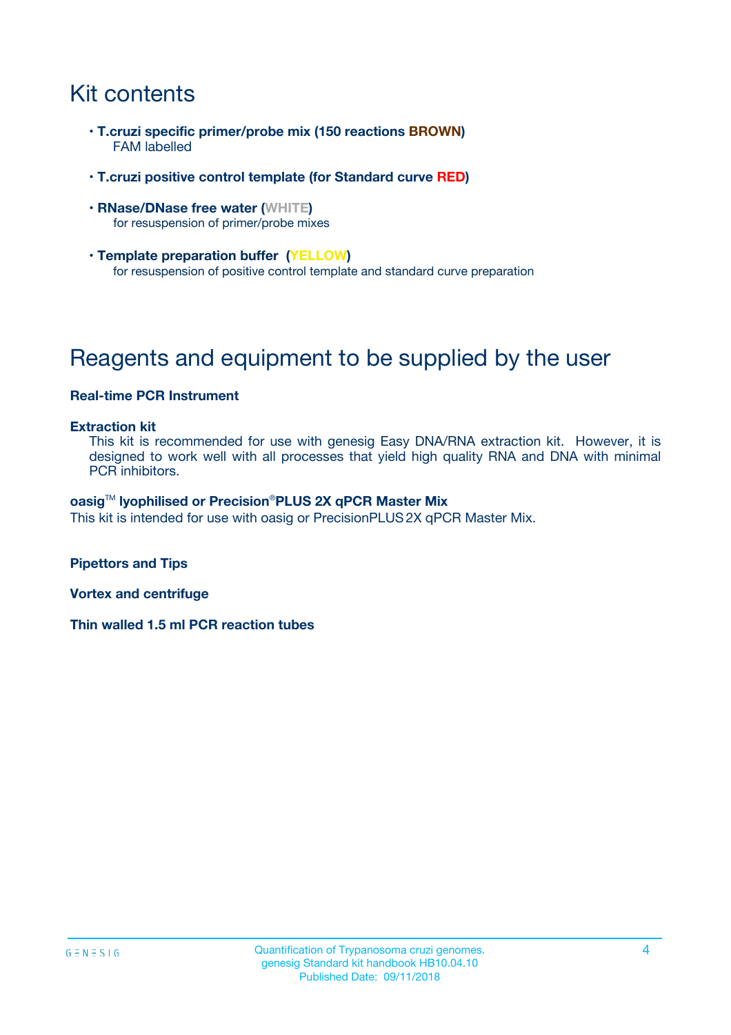# Kit contents

- **T.cruzi specific primer/probe mix (150 reactions BROWN)**
  FAM labelled
- **T.cruzi positive control template (for Standard curve RED)**
- **RNase/DNase free water (WHITE)**
  for resuspension of primer/probe mixes
- **Template preparation buffer (YELLOW)**
  for resuspension of positive control template and standard curve preparation

# Reagents and equipment to be supplied by the user

**Real-time PCR Instrument**

**Extraction kit**
This kit is recommended for use with genesig Easy DNA/RNA extraction kit. However, it is designed to work well with all processes that yield high quality RNA and DNA with minimal PCR inhibitors.

**oasig™ lyophilised or Precision®PLUS 2X qPCR Master Mix**
This kit is intended for use with oasig or PrecisionPLUS 2X qPCR Master Mix.

**Pipettors and Tips**

**Vortex and centrifuge**

**Thin walled 1.5 ml PCR reaction tubes**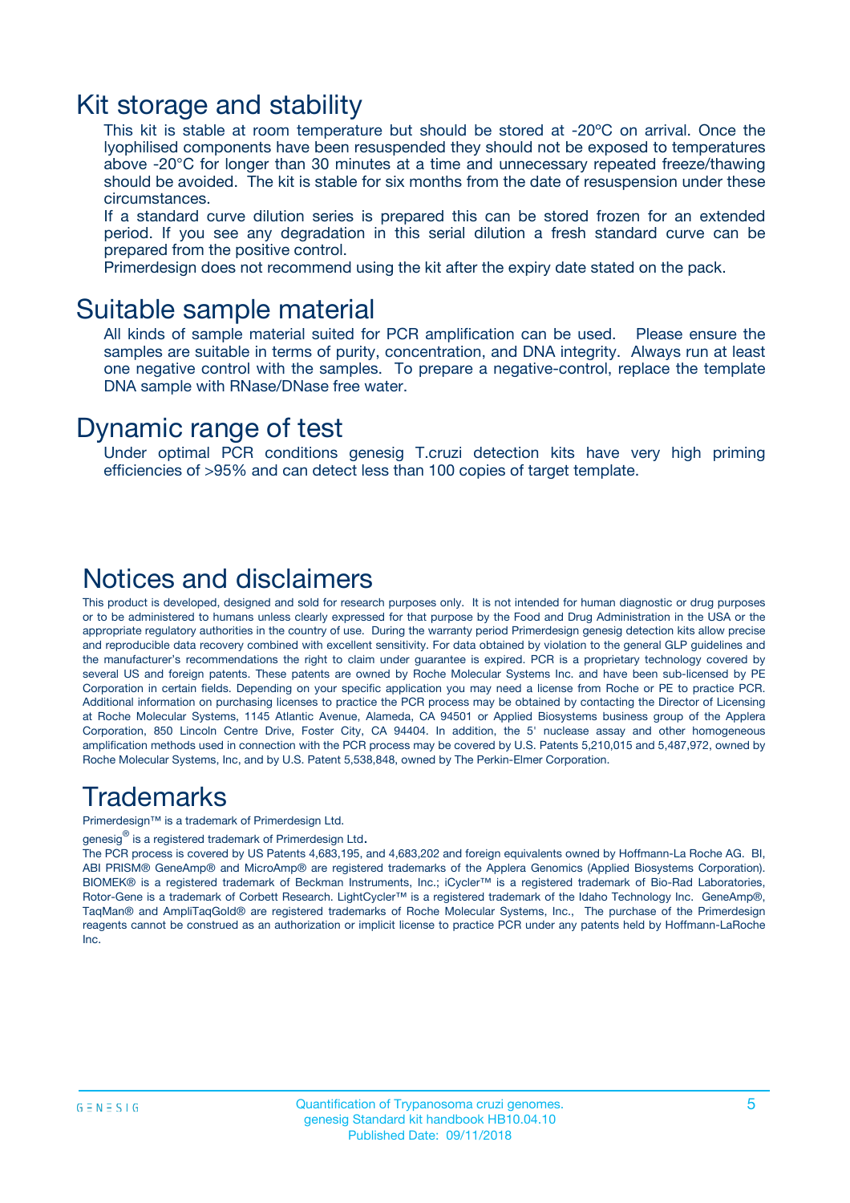# Kit storage and stability

This kit is stable at room temperature but should be stored at -20ºC on arrival. Once the lyophilised components have been resuspended they should not be exposed to temperatures above -20°C for longer than 30 minutes at a time and unnecessary repeated freeze/thawing should be avoided. The kit is stable for six months from the date of resuspension under these circumstances.

If a standard curve dilution series is prepared this can be stored frozen for an extended period. If you see any degradation in this serial dilution a fresh standard curve can be prepared from the positive control.

Primerdesign does not recommend using the kit after the expiry date stated on the pack.

# Suitable sample material

All kinds of sample material suited for PCR amplification can be used. Please ensure the samples are suitable in terms of purity, concentration, and DNA integrity. Always run at least one negative control with the samples. To prepare a negative-control, replace the template DNA sample with RNase/DNase free water.

# Dynamic range of test

Under optimal PCR conditions genesig T.cruzi detection kits have very high priming efficiencies of >95% and can detect less than 100 copies of target template.

# Notices and disclaimers

This product is developed, designed and sold for research purposes only. It is not intended for human diagnostic or drug purposes or to be administered to humans unless clearly expressed for that purpose by the Food and Drug Administration in the USA or the appropriate regulatory authorities in the country of use. During the warranty period Primerdesign genesig detection kits allow precise and reproducible data recovery combined with excellent sensitivity. For data obtained by violation to the general GLP guidelines and the manufacturer's recommendations the right to claim under guarantee is expired. PCR is a proprietary technology covered by several US and foreign patents. These patents are owned by Roche Molecular Systems Inc. and have been sub-licensed by PE Corporation in certain fields. Depending on your specific application you may need a license from Roche or PE to practice PCR. Additional information on purchasing licenses to practice the PCR process may be obtained by contacting the Director of Licensing at Roche Molecular Systems, 1145 Atlantic Avenue, Alameda, CA 94501 or Applied Biosystems business group of the Applera Corporation, 850 Lincoln Centre Drive, Foster City, CA 94404. In addition, the 5' nuclease assay and other homogeneous amplification methods used in connection with the PCR process may be covered by U.S. Patents 5,210,015 and 5,487,972, owned by Roche Molecular Systems, Inc, and by U.S. Patent 5,538,848, owned by The Perkin-Elmer Corporation.

# Trademarks

Primerdesign™ is a trademark of Primerdesign Ltd.

genesig® is a registered trademark of Primerdesign Ltd.

The PCR process is covered by US Patents 4,683,195, and 4,683,202 and foreign equivalents owned by Hoffmann-La Roche AG. BI, ABI PRISM® GeneAmp® and MicroAmp® are registered trademarks of the Applera Genomics (Applied Biosystems Corporation). BIOMEK® is a registered trademark of Beckman Instruments, Inc.; iCycler™ is a registered trademark of Bio-Rad Laboratories, Rotor-Gene is a trademark of Corbett Research. LightCycler™ is a registered trademark of the Idaho Technology Inc. GeneAmp®, TaqMan® and AmpliTaqGold® are registered trademarks of Roche Molecular Systems, Inc., The purchase of the Primerdesign reagents cannot be construed as an authorization or implicit license to practice PCR under any patents held by Hoffmann-LaRoche Inc.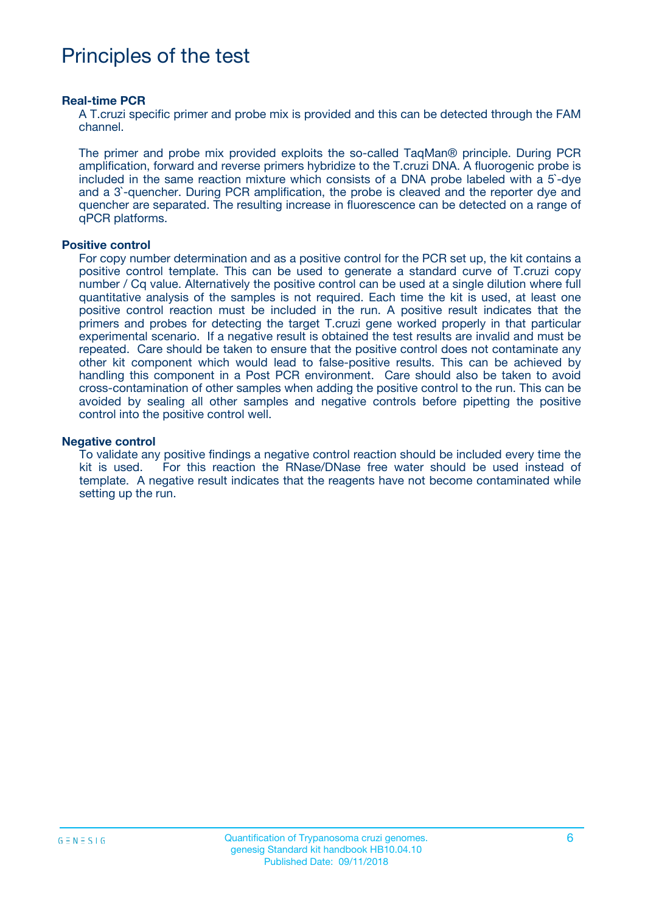# Principles of the test

**Real-time PCR**

A T.cruzi specific primer and probe mix is provided and this can be detected through the FAM channel.

The primer and probe mix provided exploits the so-called TaqMan® principle. During PCR amplification, forward and reverse primers hybridize to the T.cruzi DNA. A fluorogenic probe is included in the same reaction mixture which consists of a DNA probe labeled with a 5`-dye and a 3`-quencher. During PCR amplification, the probe is cleaved and the reporter dye and quencher are separated. The resulting increase in fluorescence can be detected on a range of qPCR platforms.

**Positive control**

For copy number determination and as a positive control for the PCR set up, the kit contains a positive control template. This can be used to generate a standard curve of T.cruzi copy number / Cq value. Alternatively the positive control can be used at a single dilution where full quantitative analysis of the samples is not required. Each time the kit is used, at least one positive control reaction must be included in the run. A positive result indicates that the primers and probes for detecting the target T.cruzi gene worked properly in that particular experimental scenario. If a negative result is obtained the test results are invalid and must be repeated. Care should be taken to ensure that the positive control does not contaminate any other kit component which would lead to false-positive results. This can be achieved by handling this component in a Post PCR environment. Care should also be taken to avoid cross-contamination of other samples when adding the positive control to the run. This can be avoided by sealing all other samples and negative controls before pipetting the positive control into the positive control well.

**Negative control**

To validate any positive findings a negative control reaction should be included every time the kit is used. For this reaction the RNase/DNase free water should be used instead of template. A negative result indicates that the reagents have not become contaminated while setting up the run.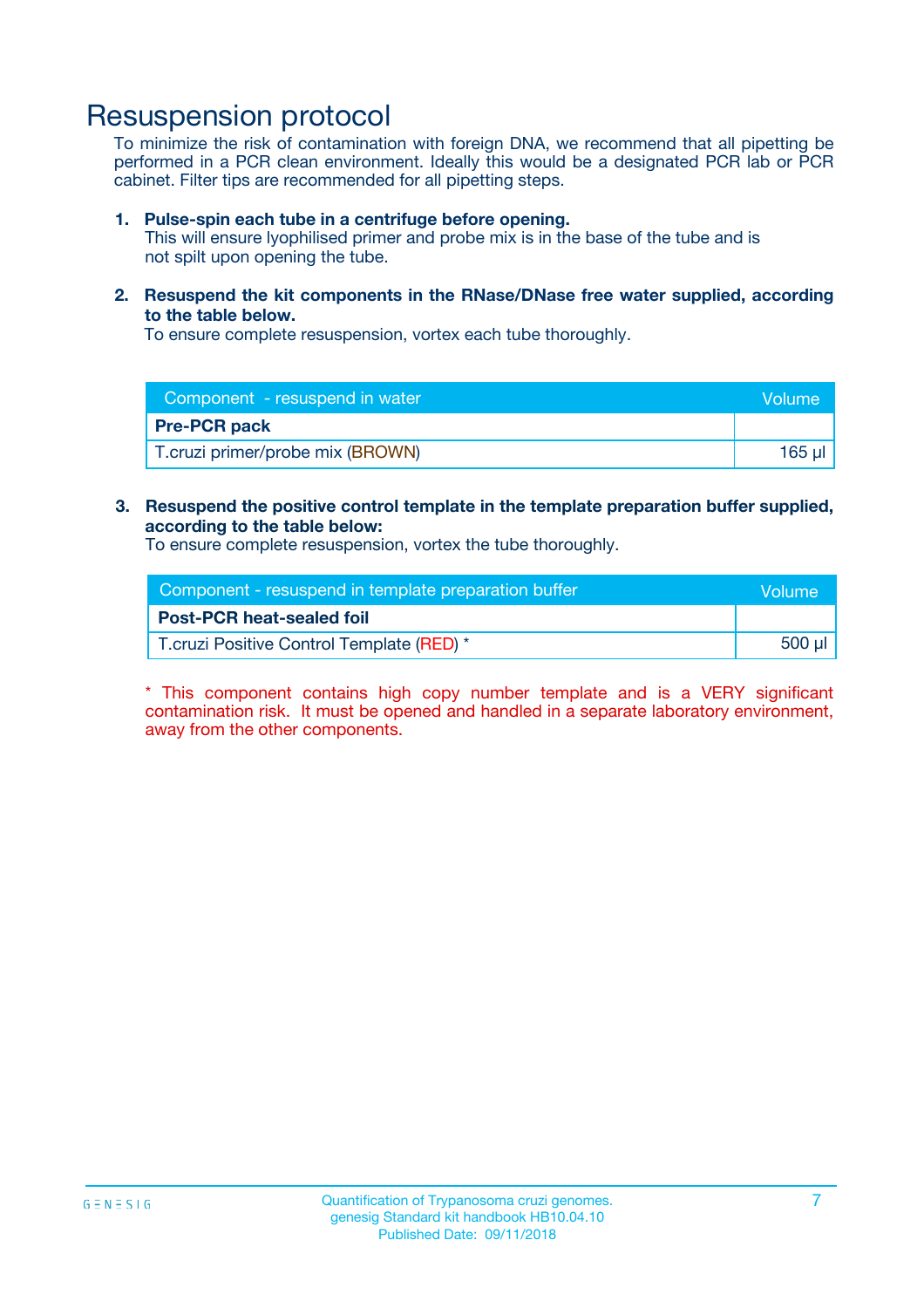# Resuspension protocol

To minimize the risk of contamination with foreign DNA, we recommend that all pipetting be performed in a PCR clean environment. Ideally this would be a designated PCR lab or PCR cabinet. Filter tips are recommended for all pipetting steps.

1. **Pulse-spin each tube in a centrifuge before opening.**
   This will ensure lyophilised primer and probe mix is in the base of the tube and is not spilt upon opening the tube.

2. **Resuspend the kit components in the RNase/DNase free water supplied, according to the table below.**
   To ensure complete resuspension, vortex each tube thoroughly.

| Component - resuspend in water | Volume |
|---|---|
| **Pre-PCR pack** | |
| T.cruzi primer/probe mix (BROWN) | 165 µl |

3. **Resuspend the positive control template in the template preparation buffer supplied, according to the table below:**
   To ensure complete resuspension, vortex the tube thoroughly.

| Component - resuspend in template preparation buffer | Volume |
|---|---|
| **Post-PCR heat-sealed foil** | |
| T.cruzi Positive Control Template (RED) * | 500 µl |

* This component contains high copy number template and is a VERY significant contamination risk. It must be opened and handled in a separate laboratory environment, away from the other components.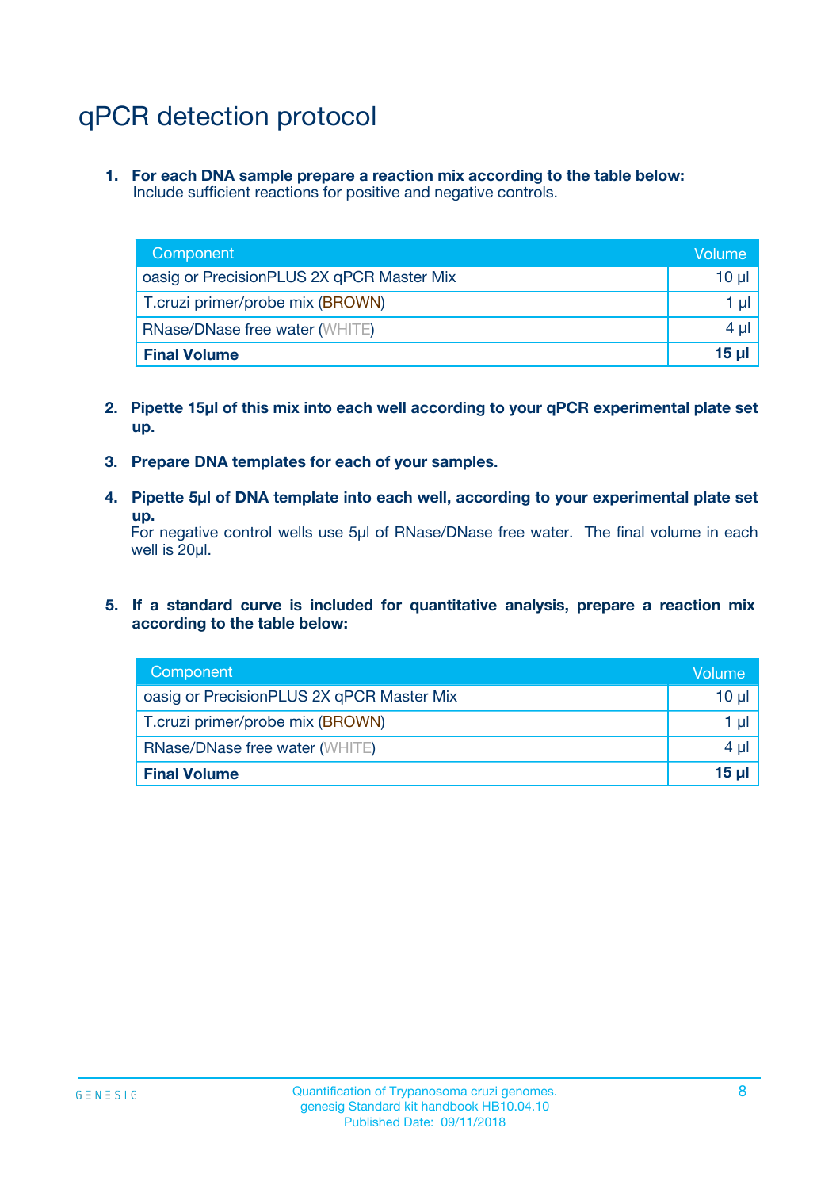# qPCR detection protocol

1. **For each DNA sample prepare a reaction mix according to the table below:**
   Include sufficient reactions for positive and negative controls.

| Component | Volume |
|---|---|
| oasig or PrecisionPLUS 2X qPCR Master Mix | 10 µl |
| T.cruzi primer/probe mix (BROWN) | 1 µl |
| RNase/DNase free water (WHITE) | 4 µl |
| **Final Volume** | **15 µl** |

2. **Pipette 15µl of this mix into each well according to your qPCR experimental plate set up.**

3. **Prepare DNA templates for each of your samples.**

4. **Pipette 5µl of DNA template into each well, according to your experimental plate set up.**
   For negative control wells use 5µl of RNase/DNase free water. The final volume in each well is 20µl.

5. **If a standard curve is included for quantitative analysis, prepare a reaction mix according to the table below:**

| Component | Volume |
|---|---|
| oasig or PrecisionPLUS 2X qPCR Master Mix | 10 µl |
| T.cruzi primer/probe mix (BROWN) | 1 µl |
| RNase/DNase free water (WHITE) | 4 µl |
| **Final Volume** | **15 µl** |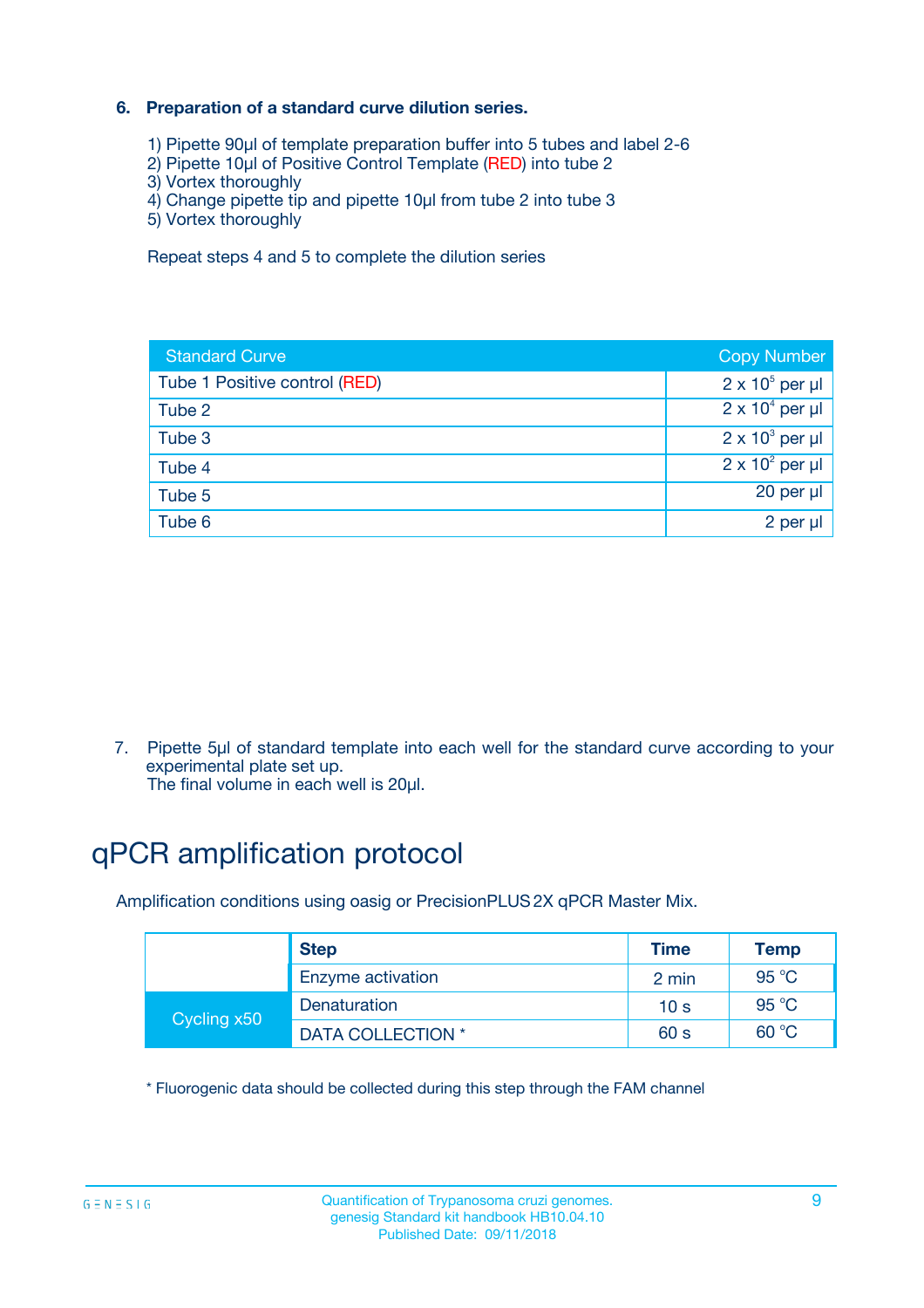### 6. Preparation of a standard curve dilution series.

1) Pipette 90µl of template preparation buffer into 5 tubes and label 2-6
2) Pipette 10µl of Positive Control Template (RED) into tube 2
3) Vortex thoroughly
4) Change pipette tip and pipette 10µl from tube 2 into tube 3
5) Vortex thoroughly

Repeat steps 4 and 5 to complete the dilution series

| Standard Curve | Copy Number |
|---|---|
| Tube 1 Positive control (RED) | $2 \times 10^5$ per µl |
| Tube 2 | $2 \times 10^4$ per µl |
| Tube 3 | $2 \times 10^3$ per µl |
| Tube 4 | $2 \times 10^2$ per µl |
| Tube 5 | 20 per µl |
| Tube 6 | 2 per µl |

7. Pipette 5µl of standard template into each well for the standard curve according to your experimental plate set up.
The final volume in each well is 20µl.

# qPCR amplification protocol

Amplification conditions using oasig or PrecisionPLUS 2X qPCR Master Mix.

| | Step | Time | Temp |
|---|---|---|---|
| | Enzyme activation | 2 min | 95 °C |
| Cycling x50 | Denaturation | 10 s | 95 °C |
| | DATA COLLECTION * | 60 s | 60 °C |

* Fluorogenic data should be collected during this step through the FAM channel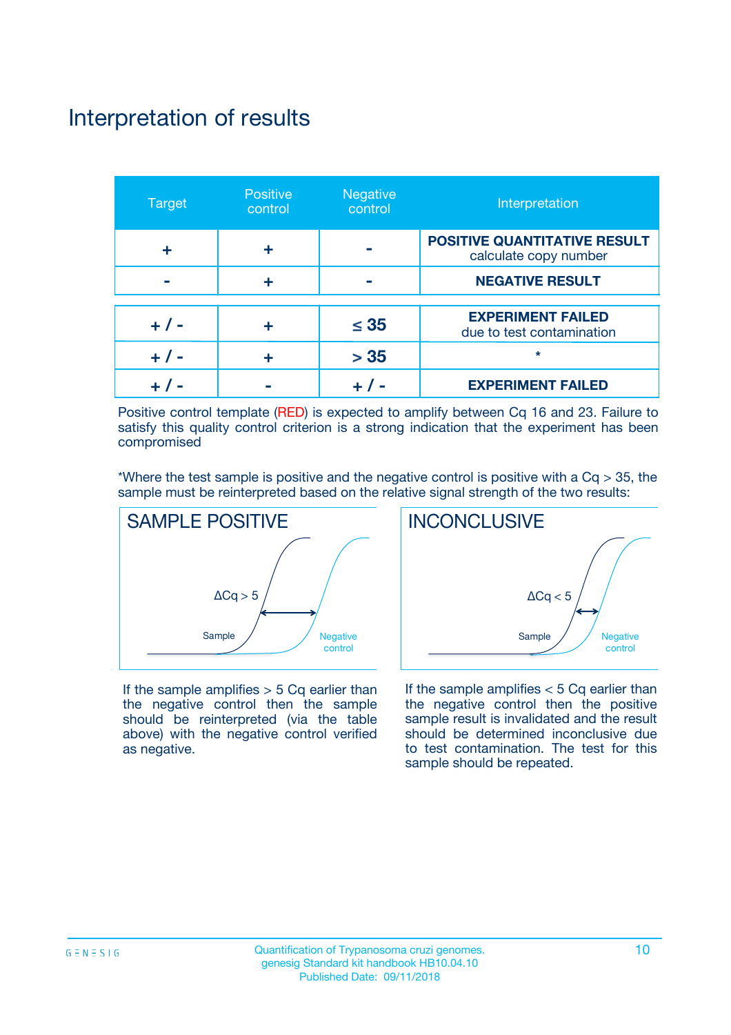# Interpretation of results

| Target | Positive control | Negative control | Interpretation |
|---|---|---|---|
| + | + | - | **POSITIVE QUANTITATIVE RESULT** calculate copy number |
| - | + | - | **NEGATIVE RESULT** |
| + / - | + | ≤ 35 | **EXPERIMENT FAILED** due to test contamination |
| + / - | + | > 35 | * |
| + / - | - | + / - | **EXPERIMENT FAILED** |

Positive control template (RED) is expected to amplify between Cq 16 and 23. Failure to satisfy this quality control criterion is a strong indication that the experiment has been compromised

*Where the test sample is positive and the negative control is positive with a Cq > 35, the sample must be reinterpreted based on the relative signal strength of the two results:

SAMPLE POSITIVE

ΔCq > 5

Sample

Negative control

If the sample amplifies > 5 Cq earlier than the negative control then the sample should be reinterpreted (via the table above) with the negative control verified as negative.

INCONCLUSIVE

ΔCq < 5

Sample

Negative control

If the sample amplifies < 5 Cq earlier than the negative control then the positive sample result is invalidated and the result should be determined inconclusive due to test contamination. The test for this sample should be repeated.